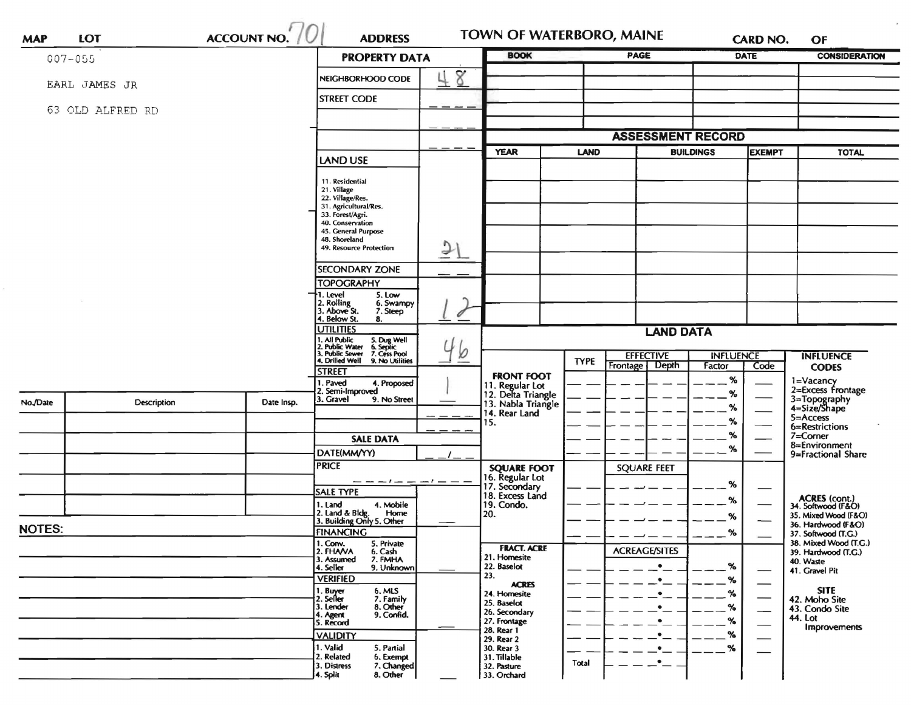| MAP | LOT | ACCOUNT NO. 701 | ADDRESS | TOWN OF WATERBORO, MAINE | CARD NO. | OF |
|---|---|---|---|---|---|---|

007-055

EARL JAMES JR

63 OLD ALFRED RD

## PROPERTY DATA

| Field | Value |
|---|---|
| NEIGHBORHOOD CODE | 48 |
| STREET CODE | ---- |
| | ---- |
| | ---- |
| LAND USE (11. Residential, 21. Village, 22. Village/Res., 31. Agricultural/Res., 33. Forest/Agri., 40. Conservation, 45. General Purpose, 48. Shoreland, 49. Resource Protection) | 21 |
| SECONDARY ZONE | -- |
| TOPOGRAPHY (1. Level, 2. Rolling, 3. Above St., 4. Below St., 5. Low, 6. Swampy, 7. Steep, 8.) | 12 |
| UTILITIES (1. All Public, 2. Public Water, 3. Public Sewer, 4. Drilled Well, 5. Dug Well, 6. Septic, 7. Cess Pool, 9. No Utilities) | 46 |
| STREET (1. Paved, 2. Semi-Improved, 3. Gravel, 4. Proposed, 9. No Street) | 1 |

## SALE DATA

| Field | Value |
|---|---|
| DATE(MM/YY) | / |
| PRICE | |
| SALE TYPE (1. Land, 2. Land & Bldg., 3. Building Only, 4. Mobile Home, 5. Other) | |
| FINANCING (1. Conv., 2. FHA/VA, 3. Assumed, 4. Seller, 5. Private, 6. Cash, 7. FMHA, 9. Unknown) | |
| VERIFIED (1. Buyer, 2. Seller, 3. Lender, 4. Agent, 5. Record, 6. MLS, 7. Family, 8. Other, 9. Confid.) | |
| VALIDITY (1. Valid, 2. Related, 3. Distress, 4. Split, 5. Partial, 6. Exempt, 7. Changed, 8. Other) | |

| BOOK | PAGE | DATE | CONSIDERATION |
|---|---|---|---|
| | | | |

## ASSESSMENT RECORD

| YEAR | LAND | BUILDINGS | EXEMPT | TOTAL |
|---|---|---|---|---|
| | | | | |

## LAND DATA

| | TYPE | EFFECTIVE Frontage | EFFECTIVE Depth | INFLUENCE Factor | INFLUENCE Code |
|---|---|---|---|---|---|
| **FRONT FOOT** 11. Regular Lot, 12. Delta Triangle, 13. Nabla Triangle, 14. Rear Land, 15. | | | | % | |
| **SQUARE FOOT** 16. Regular Lot, 17. Secondary, 18. Excess Land, 19. Condo., 20. | | SQUARE FEET | | % | |
| **FRACT. ACRE** 21. Homesite, 22. Baselot, 23. **ACRES** 24. Homesite, 25. Baselot, 26. Secondary, 27. Frontage, 28. Rear 1, 29. Rear 2, 30. Rear 3, 31. Tillable, 32. Pasture, 33. Orchard | | ACREAGE/SITES | | % | |
| | Total | | | | |

**INFLUENCE CODES**
1=Vacancy
2=Excess Frontage
3=Topography
4=Size/Shape
5=Access
6=Restrictions
7=Corner
8=Environment
9=Fractional Share

**ACRES (cont.)**
34. Softwood (F&O)
35. Mixed Wood (F&O)
36. Hardwood (F&O)
37. Softwood (T.G.)
38. Mixed Wood (T.G.)
39. Hardwood (T.G.)
40. Waste
41. Gravel Pit

**SITE**
42. Moho Site
43. Condo Site
44. Lot Improvements

| No./Date | Description | Date Insp. |
|---|---|---|
| | | |

NOTES: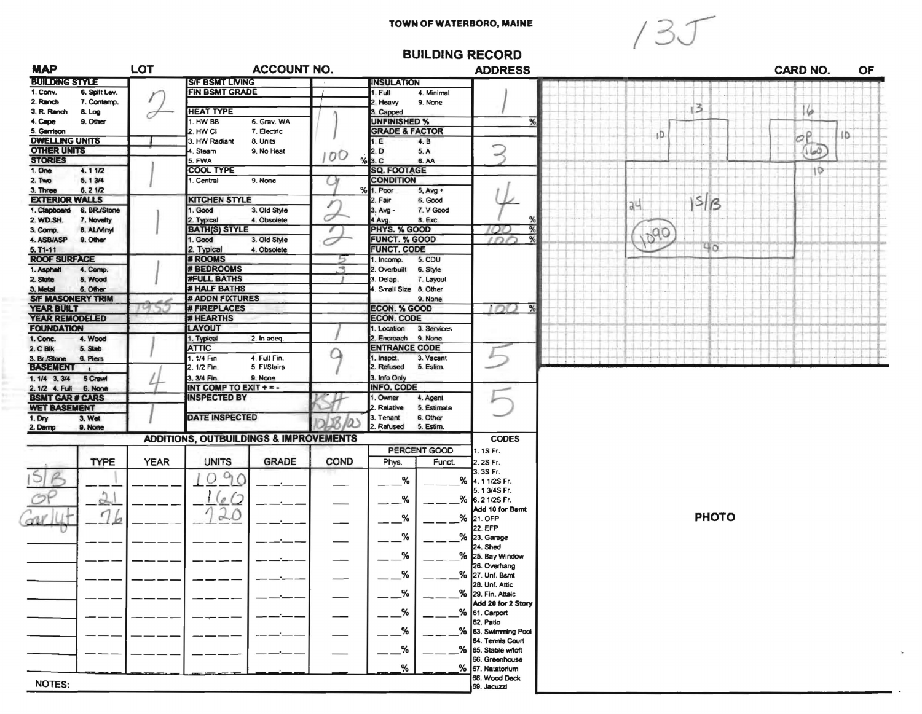**TOWN OF WATERBORO, MAINE**

/3J

## BUILDING RECORD

| MAP | LOT | ACCOUNT NO. | ADDRESS | CARD NO. | OF |
|---|---|---|---|---|---|
| | | | | | |

| Field | Value | Field | Value | Field | Value |
|---|---|---|---|---|---|
| **BUILDING STYLE** (1. Conv. 2. Ranch 3. R. Ranch 4. Cape 5. Garrison 6. Split Lev. 7. Contemp. 8. Log 9. Other) | 2 | **S/F BSMT LIVING** | | **INSULATION** (1. Full 2. Heavy 3. Capped 4. Minimal 9. None) | 1 |
| **DWELLING UNITS** | 1 | **FIN BSMT GRADE** | | **UNFINISHED %** | % |
| **OTHER UNITS** | | **HEAT TYPE** (1. HW BB 2. HW CI 3. HW Radiant 4. Steam 5. FWA 6. Grav. WA 7. Electric 8. Units 9. No Heat) | 1 / 100 % | **GRADE & FACTOR** (1. E 2. D 3. C 4. B 5. A 6. AA) | 3 |
| **STORIES** (1. One 2. Two 3. Three 4. 1 1/2 5. 1 3/4 6. 2 1/2) | 1 | **COOL TYPE** (1. Central 9. None) | 9 % | **SQ. FOOTAGE** | |
| **EXTERIOR WALLS** (1. Clapboard 2. WD.SH. 3. Comp. 4. ASB/ASP 5. T1-11 6. BR./Stone 7. Novelty 8. AL/Vinyl 9. Other) | 1 | **KITCHEN STYLE** (1. Good 2. Typical 3. Old Style 4. Obsolete) | 2 | **CONDITION** (1. Poor 2. Fair 3. Avg - 4 Avg. 5. Avg + 6. Good 7. V Good 8. Exc.) | 4 |
| **ROOF SURFACE** (1. Asphalt 2. Slate 3. Metal 4. Comp. 5. Wood 6. Other) | 1 | **BATH(S) STYLE** (1. Good 2. Typical 3. Old Style 4. Obsolete) | 2 | **PHYS. % GOOD** | 100 % |
| **S/F MASONERY TRIM** | | **# ROOMS** | 5 | **FUNCT. % GOOD** | 100 % |
| **YEAR BUILT** | 1955 | **# BEDROOMS** | 3 | **FUNCT. CODE** (1. Incomp. 2. Overbuilt 3. Delap. 4. Small Size 5. CDU 6. Style 7. Layout 8. Other 9. None) | |
| **YEAR REMODELED** | | **#FULL BATHS** | 1 | **ECON. % GOOD** | 100 % |
| **FOUNDATION** (1. Conc. 2. C Blk 3. Br./Stone 4. Wood 5. Slab 6. Piers) | 1 | **# HALF BATHS** | | **ECON. CODE** (1. Location 2. Encroach 3. Services 9. None) | |
| **BASEMENT** (1. 1/4 2. 1/2 3. 3/4 4. Full 5 Crawl 6. None) | 4 | **# ADDN FIXTURES** | | **ENTRANCE CODE** (1. Inspct. 2. Refused 3. Info Only 3. Vacant 5. Estim.) | 5 |
| **BSMT GAR # CARS** | | **# FIREPLACES** | | **INFO. CODE** (1. Owner 2. Relative 3. Tenant 2. Refused 4. Agent 5. Estimate 6. Other 5. Estim.) | 5 |
| **WET BASEMENT** (1. Dry 2. Damp 3. Wet 9. None) | 1 | **# HEARTHS** | | | |
| | | **LAYOUT** (1. Typical 2. In adeq.) | 1 | | |
| | | **ATTIC** (1. 1/4 Fin 2. 1/2 Fin. 3. 3/4 Fin. 4. Full Fin. 5. Fl/Stairs 9. None) | 9 | | |
| | | **INT COMP TO EXIT + = -** | | | |
| | | **INSPECTED BY** | KSH | | |
| | | **DATE INSPECTED** | 10/28/20 | | |

Sketch: 13, 16, 10, 10, OP (160), 10, 24, 1S/B, (1090), 40

### ADDITIONS, OUTBUILDINGS & IMPROVEMENTS

| | TYPE | YEAR | UNITS | GRADE | COND | PERCENT GOOD Phys. | PERCENT GOOD Funct. |
|---|---|---|---|---|---|---|---|
| 1S/B | 1 | | 1090 | | | % | % |
| OP | 21 | | 160 | | | % | % |
| Gar/Ut | 76 | | 120 | | | % | % |
| | | | | | | % | % |
| | | | | | | % | % |
| | | | | | | % | % |
| | | | | | | % | % |
| | | | | | | % | % |
| | | | | | | % | % |
| | | | | | | % | % |
| | | | | | | % | % |

**CODES**
1. 1S Fr.
2. 2S Fr.
3. 3S Fr.
4. 1 1/2S Fr.
5. 1 3/4S Fr.
6. 2 1/2S Fr.
Add 10 for Bsmt
21. OFP
22. EFP
23. Garage
24. Shed
25. Bay Window
26. Overhang
27. Unf. Bsmt
28. Unf. Attic
29. Fin. Attaic
Add 20 for 2 Story
61. Carport
62. Patio
63. Swimming Pool
64. Tennis Court
65. Stable w/loft
66. Greenhouse
67. Natatorium
68. Wood Deck
69. Jacuzzi

NOTES:

PHOTO